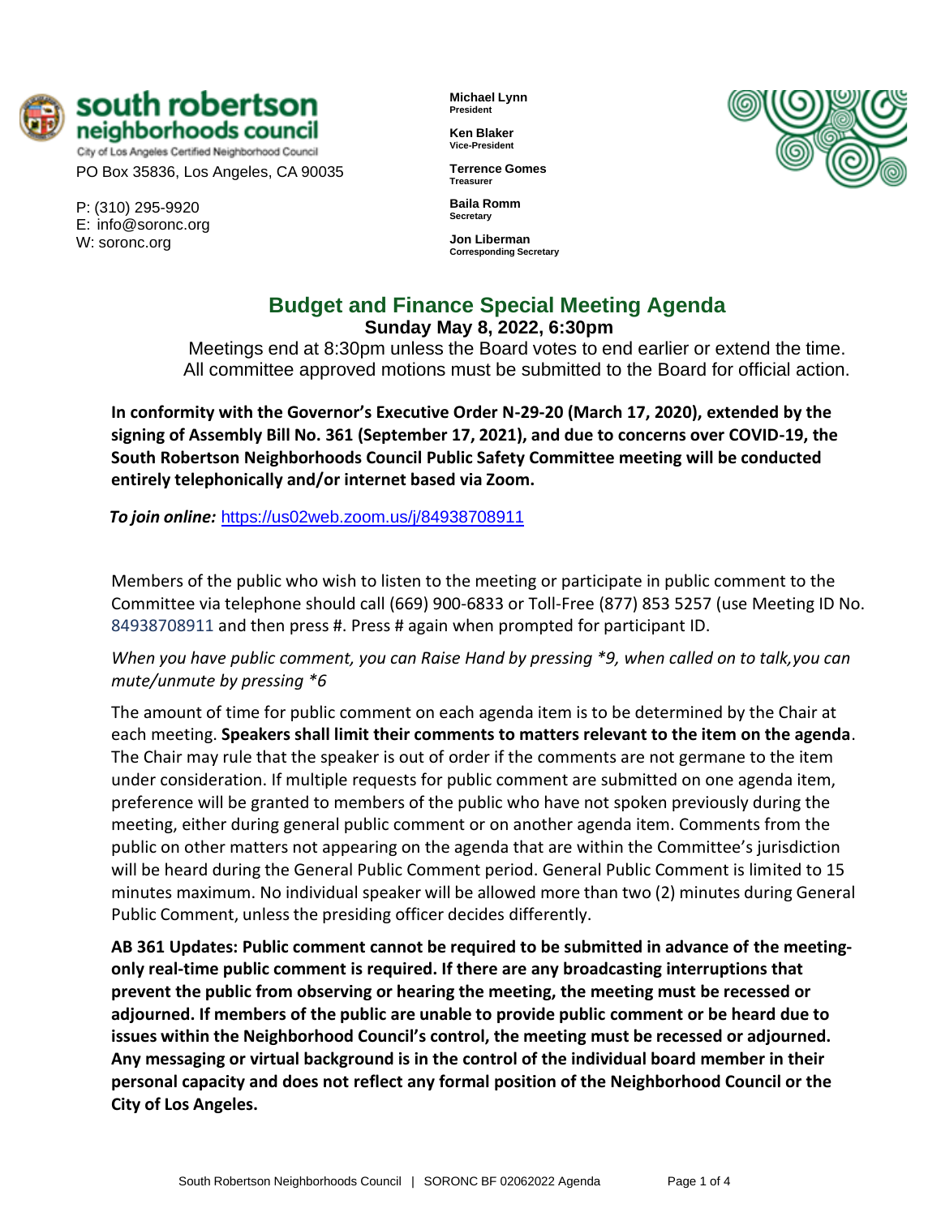**south robertson neighborhoods council**
City of Los Angeles Certified Neighborhood Council
PO Box 35836, Los Angeles, CA 90035

P: (310) 295-9920
E: info@soronc.org
W: soronc.org

**Michael Lynn**
President

**Ken Blaker**
Vice-President

**Terrence Gomes**
Treasurer

**Baila Romm**
Secretary

**Jon Liberman**
Corresponding Secretary

# Budget and Finance Special Meeting Agenda

**Sunday May 8, 2022, 6:30pm**

Meetings end at 8:30pm unless the Board votes to end earlier or extend the time.
All committee approved motions must be submitted to the Board for official action.

**In conformity with the Governor's Executive Order N-29-20 (March 17, 2020), extended by the signing of Assembly Bill No. 361 (September 17, 2021), and due to concerns over COVID-19, the South Robertson Neighborhoods Council Public Safety Committee meeting will be conducted entirely telephonically and/or internet based via Zoom.**

***To join online:*** https://us02web.zoom.us/j/84938708911

Members of the public who wish to listen to the meeting or participate in public comment to the Committee via telephone should call (669) 900-6833 or Toll-Free (877) 853 5257 (use Meeting ID No. 84938708911 and then press #. Press # again when prompted for participant ID.

*When you have public comment, you can Raise Hand by pressing *9, when called on to talk,you can mute/unmute by pressing *6*

The amount of time for public comment on each agenda item is to be determined by the Chair at each meeting. **Speakers shall limit their comments to matters relevant to the item on the agenda**. The Chair may rule that the speaker is out of order if the comments are not germane to the item under consideration. If multiple requests for public comment are submitted on one agenda item, preference will be granted to members of the public who have not spoken previously during the meeting, either during general public comment or on another agenda item. Comments from the public on other matters not appearing on the agenda that are within the Committee's jurisdiction will be heard during the General Public Comment period. General Public Comment is limited to 15 minutes maximum. No individual speaker will be allowed more than two (2) minutes during General Public Comment, unless the presiding officer decides differently.

**AB 361 Updates: Public comment cannot be required to be submitted in advance of the meeting-only real-time public comment is required. If there are any broadcasting interruptions that prevent the public from observing or hearing the meeting, the meeting must be recessed or adjourned. If members of the public are unable to provide public comment or be heard due to issues within the Neighborhood Council's control, the meeting must be recessed or adjourned. Any messaging or virtual background is in the control of the individual board member in their personal capacity and does not reflect any formal position of the Neighborhood Council or the City of Los Angeles.**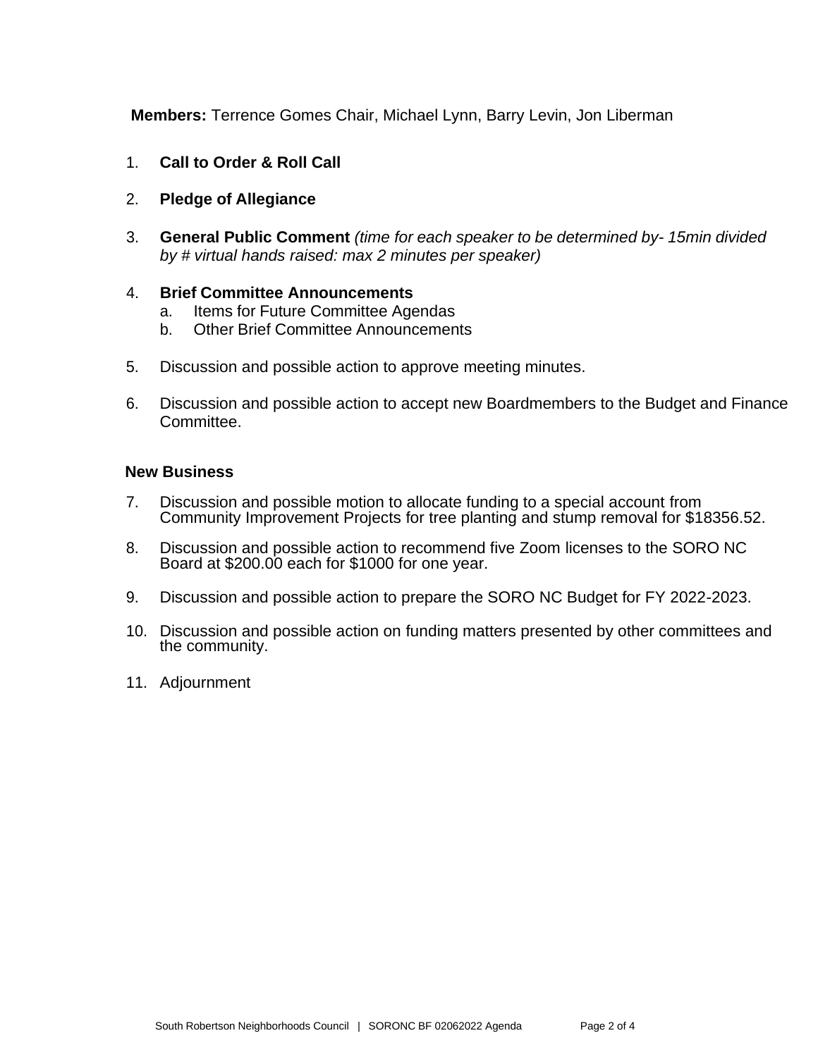**Members:** Terrence Gomes Chair, Michael Lynn, Barry Levin, Jon Liberman

1. **Call to Order & Roll Call**

2. **Pledge of Allegiance**

3. **General Public Comment** *(time for each speaker to be determined by- 15min divided by # virtual hands raised: max 2 minutes per speaker)*

4. **Brief Committee Announcements**
   a. Items for Future Committee Agendas
   b. Other Brief Committee Announcements

5. Discussion and possible action to approve meeting minutes.

6. Discussion and possible action to accept new Boardmembers to the Budget and Finance Committee.

**New Business**

7. Discussion and possible motion to allocate funding to a special account from Community Improvement Projects for tree planting and stump removal for $18356.52.

8. Discussion and possible action to recommend five Zoom licenses to the SORO NC Board at $200.00 each for $1000 for one year.

9. Discussion and possible action to prepare the SORO NC Budget for FY 2022-2023.

10. Discussion and possible action on funding matters presented by other committees and the community.

11. Adjournment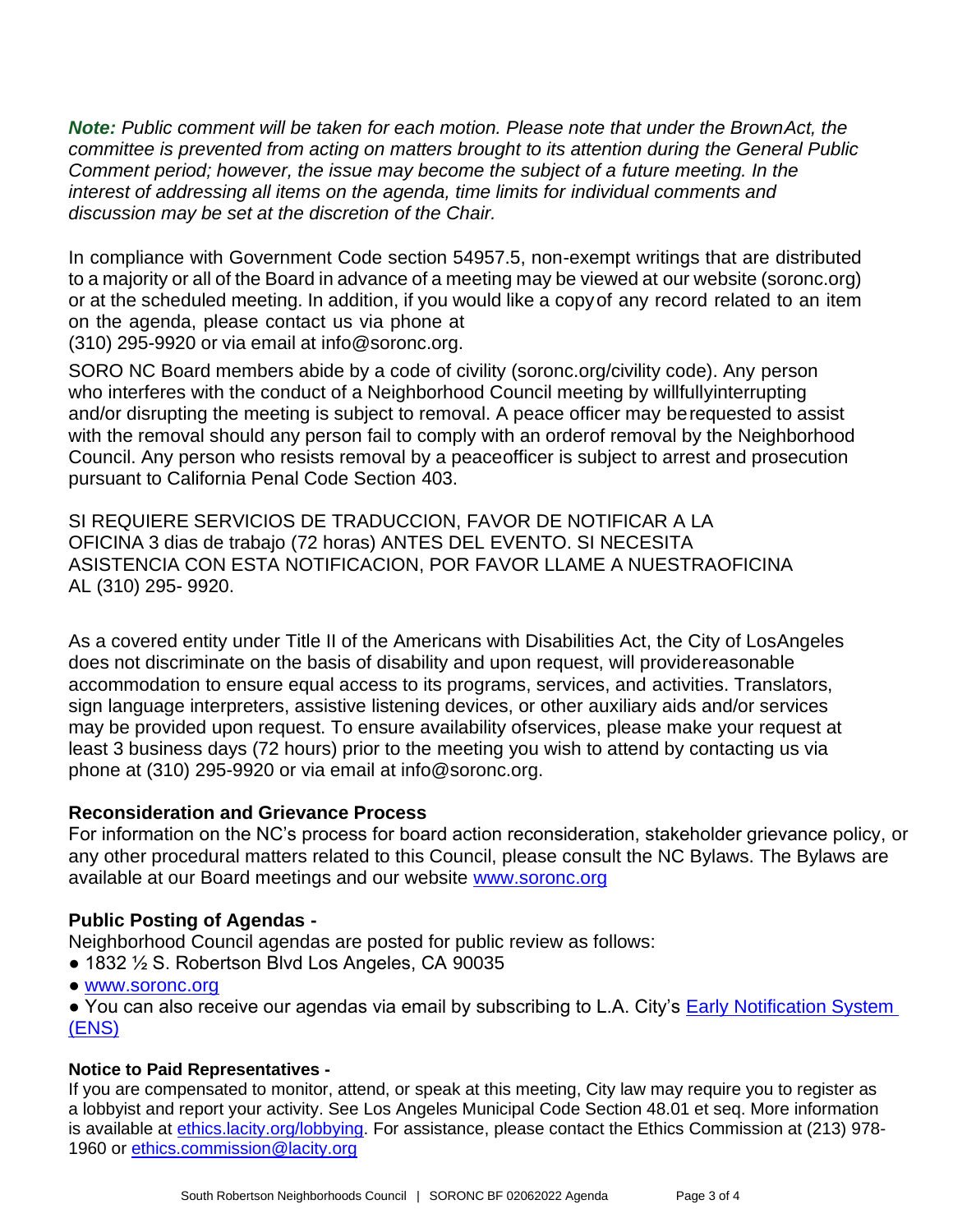***Note:*** *Public comment will be taken for each motion. Please note that under the BrownAct, the committee is prevented from acting on matters brought to its attention during the General Public Comment period; however, the issue may become the subject of a future meeting. In the interest of addressing all items on the agenda, time limits for individual comments and discussion may be set at the discretion of the Chair.*

In compliance with Government Code section 54957.5, non-exempt writings that are distributed to a majority or all of the Board in advance of a meeting may be viewed at our website (soronc.org) or at the scheduled meeting. In addition, if you would like a copyof any record related to an item on the agenda, please contact us via phone at (310) 295-9920 or via email at info@soronc.org.

SORO NC Board members abide by a code of civility (soronc.org/civility code). Any person who interferes with the conduct of a Neighborhood Council meeting by willfullyinterrupting and/or disrupting the meeting is subject to removal. A peace officer may berequested to assist with the removal should any person fail to comply with an orderof removal by the Neighborhood Council. Any person who resists removal by a peaceofficer is subject to arrest and prosecution pursuant to California Penal Code Section 403.

SI REQUIERE SERVICIOS DE TRADUCCION, FAVOR DE NOTIFICAR A LA OFICINA 3 dias de trabajo (72 horas) ANTES DEL EVENTO. SI NECESITA ASISTENCIA CON ESTA NOTIFICACION, POR FAVOR LLAME A NUESTRAOFICINA AL (310) 295- 9920.

As a covered entity under Title II of the Americans with Disabilities Act, the City of LosAngeles does not discriminate on the basis of disability and upon request, will providereasonable accommodation to ensure equal access to its programs, services, and activities. Translators, sign language interpreters, assistive listening devices, or other auxiliary aids and/or services may be provided upon request. To ensure availability ofservices, please make your request at least 3 business days (72 hours) prior to the meeting you wish to attend by contacting us via phone at (310) 295-9920 or via email at info@soronc.org.

**Reconsideration and Grievance Process**

For information on the NC's process for board action reconsideration, stakeholder grievance policy, or any other procedural matters related to this Council, please consult the NC Bylaws. The Bylaws are available at our Board meetings and our website [www.soronc.org](www.soronc.org)

**Public Posting of Agendas -**

Neighborhood Council agendas are posted for public review as follows:

- 1832 ½ S. Robertson Blvd Los Angeles, CA 90035
- [www.soronc.org](www.soronc.org)
- You can also receive our agendas via email by subscribing to L.A. City's [Early Notification System (ENS)]()

**Notice to Paid Representatives -**

If you are compensated to monitor, attend, or speak at this meeting, City law may require you to register as a lobbyist and report your activity. See Los Angeles Municipal Code Section 48.01 et seq. More information is available at [ethics.lacity.org/lobbying](ethics.lacity.org/lobbying). For assistance, please contact the Ethics Commission at (213) 978-1960 or [ethics.commission@lacity.org](mailto:ethics.commission@lacity.org)